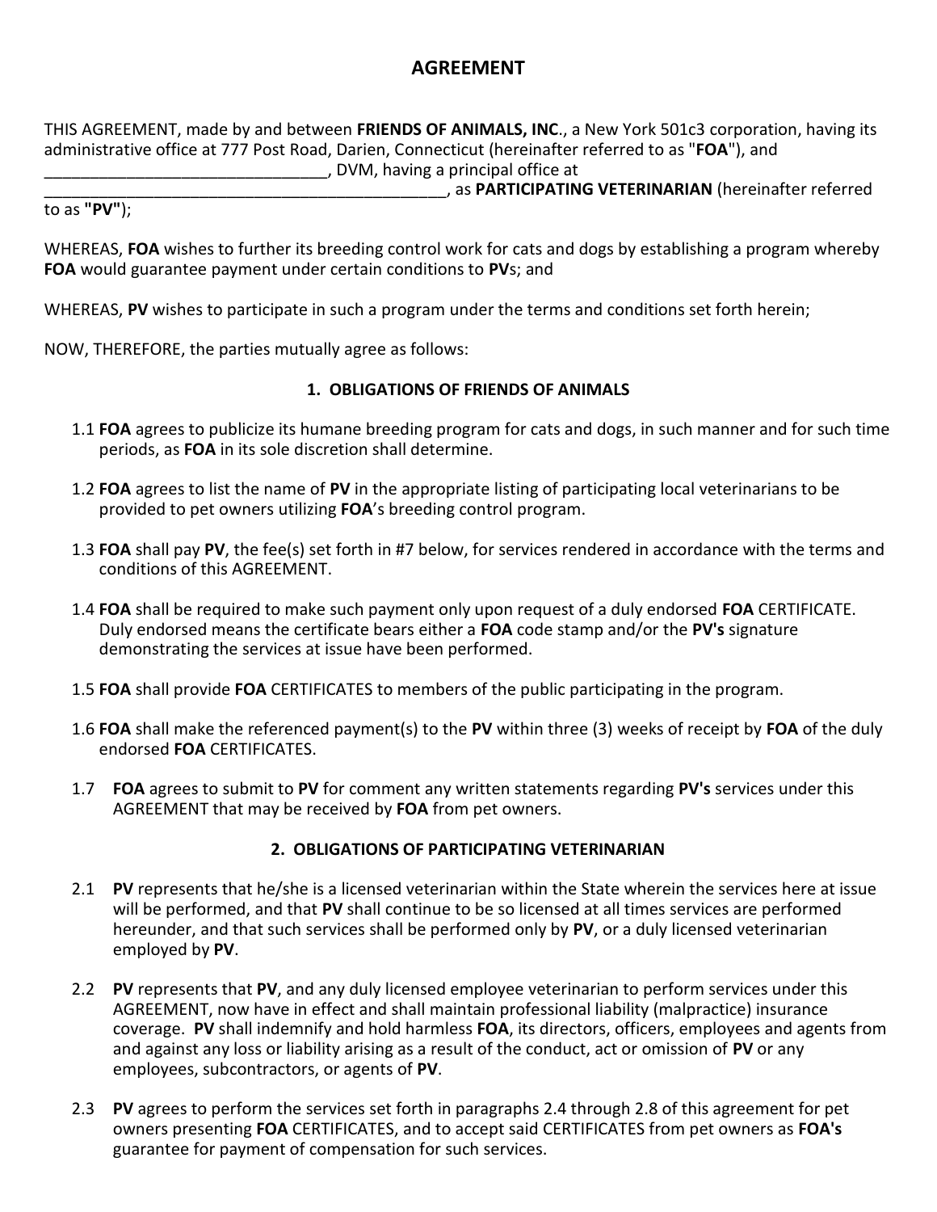# AGREEMENT

THIS AGREEMENT, made by and between **FRIENDS OF ANIMALS, INC**., a New York 501c3 corporation, having its administrative office at 777 Post Road, Darien, Connecticut (hereinafter referred to as "**FOA**"), and _______________________________, DVM, having a principal office at _______________________________________________, as **PARTICIPATING VETERINARIAN** (hereinafter referred to as **"PV"**);

WHEREAS, **FOA** wishes to further its breeding control work for cats and dogs by establishing a program whereby **FOA** would guarantee payment under certain conditions to **PV**s; and

WHEREAS, **PV** wishes to participate in such a program under the terms and conditions set forth herein;

NOW, THEREFORE, the parties mutually agree as follows:

## 1. OBLIGATIONS OF FRIENDS OF ANIMALS

1.1 **FOA** agrees to publicize its humane breeding program for cats and dogs, in such manner and for such time periods, as **FOA** in its sole discretion shall determine.

1.2 **FOA** agrees to list the name of **PV** in the appropriate listing of participating local veterinarians to be provided to pet owners utilizing **FOA**'s breeding control program.

1.3 **FOA** shall pay **PV**, the fee(s) set forth in #7 below, for services rendered in accordance with the terms and conditions of this AGREEMENT.

1.4 **FOA** shall be required to make such payment only upon request of a duly endorsed **FOA** CERTIFICATE. Duly endorsed means the certificate bears either a **FOA** code stamp and/or the **PV's** signature demonstrating the services at issue have been performed.

1.5 **FOA** shall provide **FOA** CERTIFICATES to members of the public participating in the program.

1.6 **FOA** shall make the referenced payment(s) to the **PV** within three (3) weeks of receipt by **FOA** of the duly endorsed **FOA** CERTIFICATES.

1.7 **FOA** agrees to submit to **PV** for comment any written statements regarding **PV's** services under this AGREEMENT that may be received by **FOA** from pet owners.

## 2. OBLIGATIONS OF PARTICIPATING VETERINARIAN

2.1 **PV** represents that he/she is a licensed veterinarian within the State wherein the services here at issue will be performed, and that **PV** shall continue to be so licensed at all times services are performed hereunder, and that such services shall be performed only by **PV**, or a duly licensed veterinarian employed by **PV**.

2.2 **PV** represents that **PV**, and any duly licensed employee veterinarian to perform services under this AGREEMENT, now have in effect and shall maintain professional liability (malpractice) insurance coverage. **PV** shall indemnify and hold harmless **FOA**, its directors, officers, employees and agents from and against any loss or liability arising as a result of the conduct, act or omission of **PV** or any employees, subcontractors, or agents of **PV**.

2.3 **PV** agrees to perform the services set forth in paragraphs 2.4 through 2.8 of this agreement for pet owners presenting **FOA** CERTIFICATES, and to accept said CERTIFICATES from pet owners as **FOA's** guarantee for payment of compensation for such services.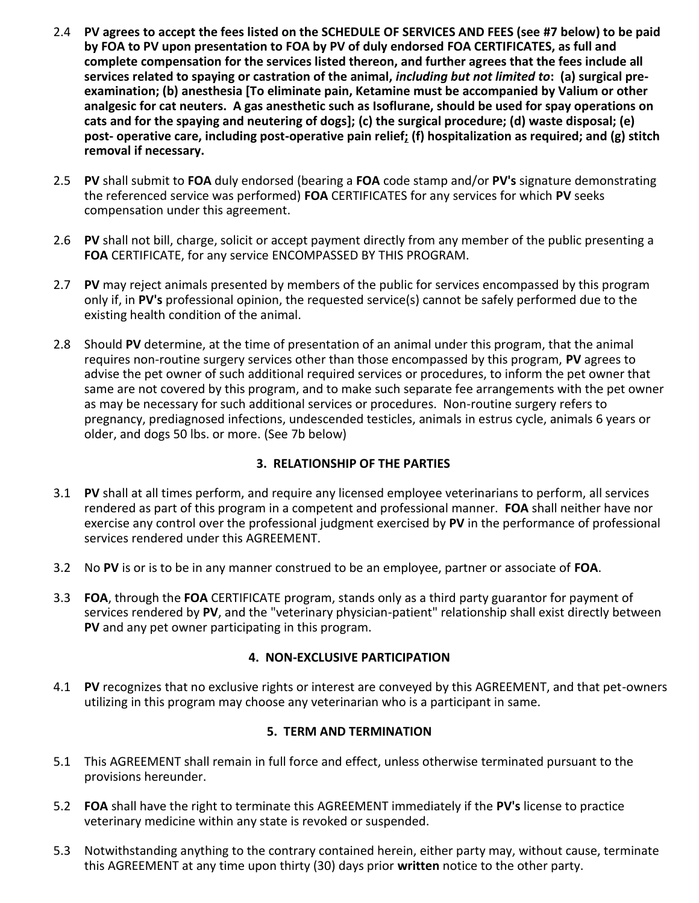2.4 **PV agrees to accept the fees listed on the SCHEDULE OF SERVICES AND FEES (see #7 below) to be paid by FOA to PV upon presentation to FOA by PV of duly endorsed FOA CERTIFICATES, as full and complete compensation for the services listed thereon, and further agrees that the fees include all services related to spaying or castration of the animal, *including but not limited to*: (a) surgical pre-examination; (b) anesthesia [To eliminate pain, Ketamine must be accompanied by Valium or other analgesic for cat neuters. A gas anesthetic such as Isoflurane, should be used for spay operations on cats and for the spaying and neutering of dogs]; (c) the surgical procedure; (d) waste disposal; (e) post- operative care, including post-operative pain relief; (f) hospitalization as required; and (g) stitch removal if necessary.**

2.5 **PV** shall submit to **FOA** duly endorsed (bearing a **FOA** code stamp and/or **PV's** signature demonstrating the referenced service was performed) **FOA** CERTIFICATES for any services for which **PV** seeks compensation under this agreement.

2.6 **PV** shall not bill, charge, solicit or accept payment directly from any member of the public presenting a **FOA** CERTIFICATE, for any service ENCOMPASSED BY THIS PROGRAM.

2.7 **PV** may reject animals presented by members of the public for services encompassed by this program only if, in **PV's** professional opinion, the requested service(s) cannot be safely performed due to the existing health condition of the animal.

2.8 Should **PV** determine, at the time of presentation of an animal under this program, that the animal requires non-routine surgery services other than those encompassed by this program, **PV** agrees to advise the pet owner of such additional required services or procedures, to inform the pet owner that same are not covered by this program, and to make such separate fee arrangements with the pet owner as may be necessary for such additional services or procedures. Non-routine surgery refers to pregnancy, prediagnosed infections, undescended testicles, animals in estrus cycle, animals 6 years or older, and dogs 50 lbs. or more. (See 7b below)

## 3. RELATIONSHIP OF THE PARTIES

3.1 **PV** shall at all times perform, and require any licensed employee veterinarians to perform, all services rendered as part of this program in a competent and professional manner. **FOA** shall neither have nor exercise any control over the professional judgment exercised by **PV** in the performance of professional services rendered under this AGREEMENT.

3.2 No **PV** is or is to be in any manner construed to be an employee, partner or associate of **FOA**.

3.3 **FOA**, through the **FOA** CERTIFICATE program, stands only as a third party guarantor for payment of services rendered by **PV**, and the "veterinary physician-patient" relationship shall exist directly between **PV** and any pet owner participating in this program.

## 4. NON-EXCLUSIVE PARTICIPATION

4.1 **PV** recognizes that no exclusive rights or interest are conveyed by this AGREEMENT, and that pet-owners utilizing in this program may choose any veterinarian who is a participant in same.

## 5. TERM AND TERMINATION

5.1 This AGREEMENT shall remain in full force and effect, unless otherwise terminated pursuant to the provisions hereunder.

5.2 **FOA** shall have the right to terminate this AGREEMENT immediately if the **PV's** license to practice veterinary medicine within any state is revoked or suspended.

5.3 Notwithstanding anything to the contrary contained herein, either party may, without cause, terminate this AGREEMENT at any time upon thirty (30) days prior **written** notice to the other party.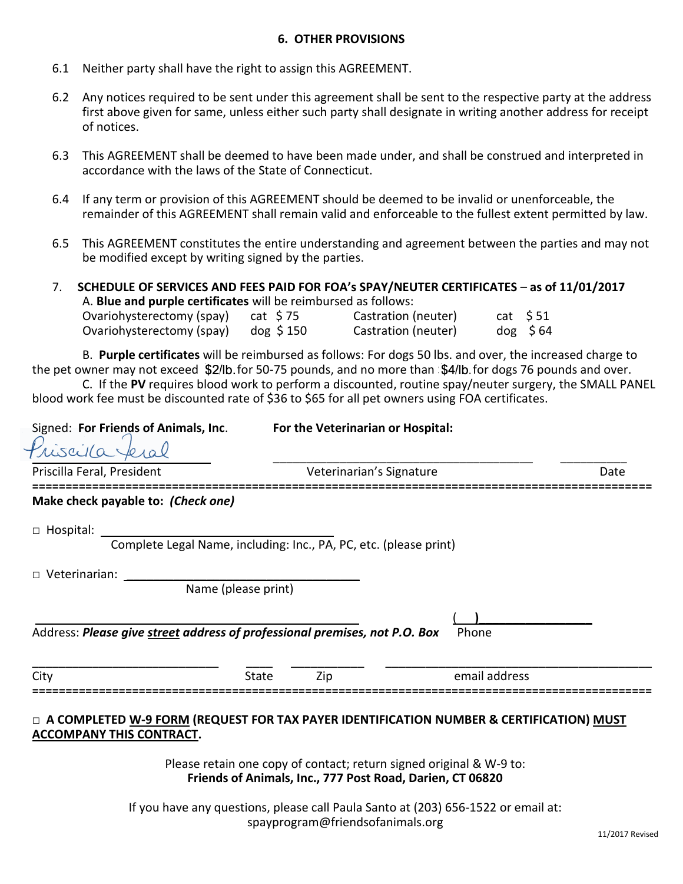## 6. OTHER PROVISIONS

6.1 Neither party shall have the right to assign this AGREEMENT.

6.2 Any notices required to be sent under this agreement shall be sent to the respective party at the address first above given for same, unless either such party shall designate in writing another address for receipt of notices.

6.3 This AGREEMENT shall be deemed to have been made under, and shall be construed and interpreted in accordance with the laws of the State of Connecticut.

6.4 If any term or provision of this AGREEMENT should be deemed to be invalid or unenforceable, the remainder of this AGREEMENT shall remain valid and enforceable to the fullest extent permitted by law.

6.5 This AGREEMENT constitutes the entire understanding and agreement between the parties and may not be modified except by writing signed by the parties.

7. **SCHEDULE OF SERVICES AND FEES PAID FOR FOA's SPAY/NEUTER CERTIFICATES** – **as of 11/01/2017**

A. **Blue and purple certificates** will be reimbursed as follows:

| | | | |
|---|---|---|---|
| Ovariohysterectomy (spay) | cat $ 75 | Castration (neuter) | cat $ 51 |
| Ovariohysterectomy (spay) | dog $ 150 | Castration (neuter) | dog $ 64 |

B. **Purple certificates** will be reimbursed as follows: For dogs 50 lbs. and over, the increased charge to the pet owner may not exceed $2/lb. for 50-75 pounds, and no more than $4/lb. for dogs 76 pounds and over.

C. If the **PV** requires blood work to perform a discounted, routine spay/neuter surgery, the SMALL PANEL blood work fee must be discounted rate of $36 to $65 for all pet owners using FOA certificates.

Signed: **For Friends of Animals, Inc.** | **For the Veterinarian or Hospital:**

Priscilla Feral

Priscilla Feral, President | Veterinarian's Signature ____________________ | Date __________

===========================================================================================

**Make check payable to:** ***(Check one)***

□ Hospital: ______________________________
Complete Legal Name, including: Inc., PA, PC, etc. (please print)

□ Veterinarian: ______________________________
Name (please print)

______________________________ ( ) ________________
Address: ***Please give street address of professional premises, not P.O. Box*** Phone

______________________ ____ ________ ______________________
City State Zip email address

===========================================================================================

□ **A COMPLETED W-9 FORM (REQUEST FOR TAX PAYER IDENTIFICATION NUMBER & CERTIFICATION) MUST ACCOMPANY THIS CONTRACT.**

Please retain one copy of contact; return signed original & W-9 to:
**Friends of Animals, Inc., 777 Post Road, Darien, CT 06820**

If you have any questions, please call Paula Santo at (203) 656-1522 or email at:
spayprogram@friendsofanimals.org

11/2017 Revised